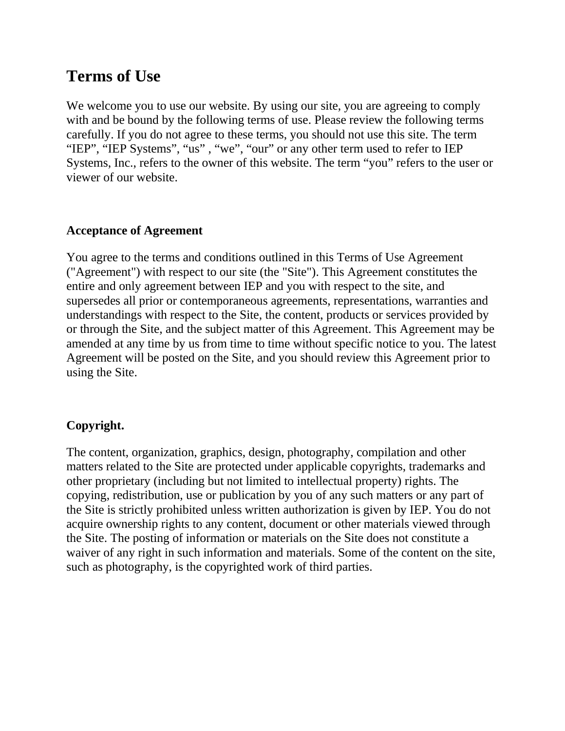# Terms of Use

We welcome you to use our website. By using our site, you are agreeing to comply with and be bound by the following terms of use. Please review the following terms carefully. If you do not agree to these terms, you should not use this site. The term “IEP”, “IEP Systems”, “us” , “we”, “our” or any other term used to refer to IEP Systems, Inc., refers to the owner of this website. The term “you” refers to the user or viewer of our website.

**Acceptance of Agreement**

You agree to the terms and conditions outlined in this Terms of Use Agreement ("Agreement") with respect to our site (the "Site"). This Agreement constitutes the entire and only agreement between IEP and you with respect to the site, and supersedes all prior or contemporaneous agreements, representations, warranties and understandings with respect to the Site, the content, products or services provided by or through the Site, and the subject matter of this Agreement. This Agreement may be amended at any time by us from time to time without specific notice to you. The latest Agreement will be posted on the Site, and you should review this Agreement prior to using the Site.

**Copyright.**

The content, organization, graphics, design, photography, compilation and other matters related to the Site are protected under applicable copyrights, trademarks and other proprietary (including but not limited to intellectual property) rights. The copying, redistribution, use or publication by you of any such matters or any part of the Site is strictly prohibited unless written authorization is given by IEP. You do not acquire ownership rights to any content, document or other materials viewed through the Site. The posting of information or materials on the Site does not constitute a waiver of any right in such information and materials. Some of the content on the site, such as photography, is the copyrighted work of third parties.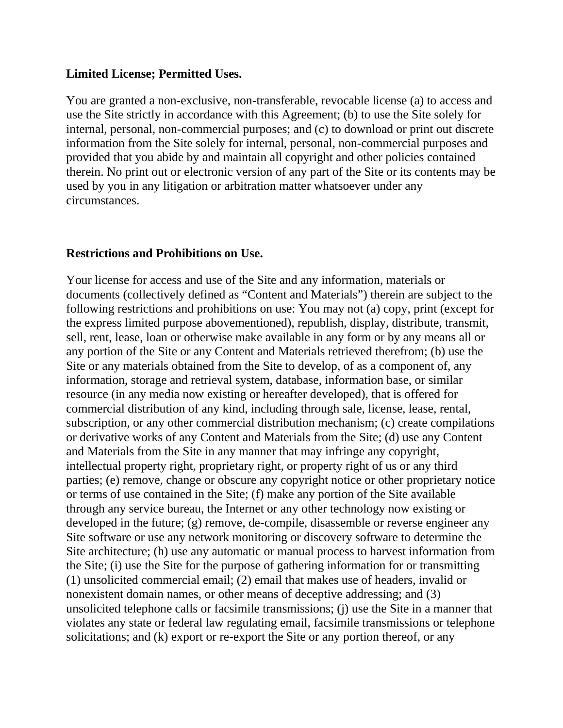**Limited License; Permitted Uses.**

You are granted a non-exclusive, non-transferable, revocable license (a) to access and use the Site strictly in accordance with this Agreement; (b) to use the Site solely for internal, personal, non-commercial purposes; and (c) to download or print out discrete information from the Site solely for internal, personal, non-commercial purposes and provided that you abide by and maintain all copyright and other policies contained therein. No print out or electronic version of any part of the Site or its contents may be used by you in any litigation or arbitration matter whatsoever under any circumstances.

**Restrictions and Prohibitions on Use.**

Your license for access and use of the Site and any information, materials or documents (collectively defined as "Content and Materials") therein are subject to the following restrictions and prohibitions on use: You may not (a) copy, print (except for the express limited purpose abovementioned), republish, display, distribute, transmit, sell, rent, lease, loan or otherwise make available in any form or by any means all or any portion of the Site or any Content and Materials retrieved therefrom; (b) use the Site or any materials obtained from the Site to develop, of as a component of, any information, storage and retrieval system, database, information base, or similar resource (in any media now existing or hereafter developed), that is offered for commercial distribution of any kind, including through sale, license, lease, rental, subscription, or any other commercial distribution mechanism; (c) create compilations or derivative works of any Content and Materials from the Site; (d) use any Content and Materials from the Site in any manner that may infringe any copyright, intellectual property right, proprietary right, or property right of us or any third parties; (e) remove, change or obscure any copyright notice or other proprietary notice or terms of use contained in the Site; (f) make any portion of the Site available through any service bureau, the Internet or any other technology now existing or developed in the future; (g) remove, de-compile, disassemble or reverse engineer any Site software or use any network monitoring or discovery software to determine the Site architecture; (h) use any automatic or manual process to harvest information from the Site; (i) use the Site for the purpose of gathering information for or transmitting (1) unsolicited commercial email; (2) email that makes use of headers, invalid or nonexistent domain names, or other means of deceptive addressing; and (3) unsolicited telephone calls or facsimile transmissions; (j) use the Site in a manner that violates any state or federal law regulating email, facsimile transmissions or telephone solicitations; and (k) export or re-export the Site or any portion thereof, or any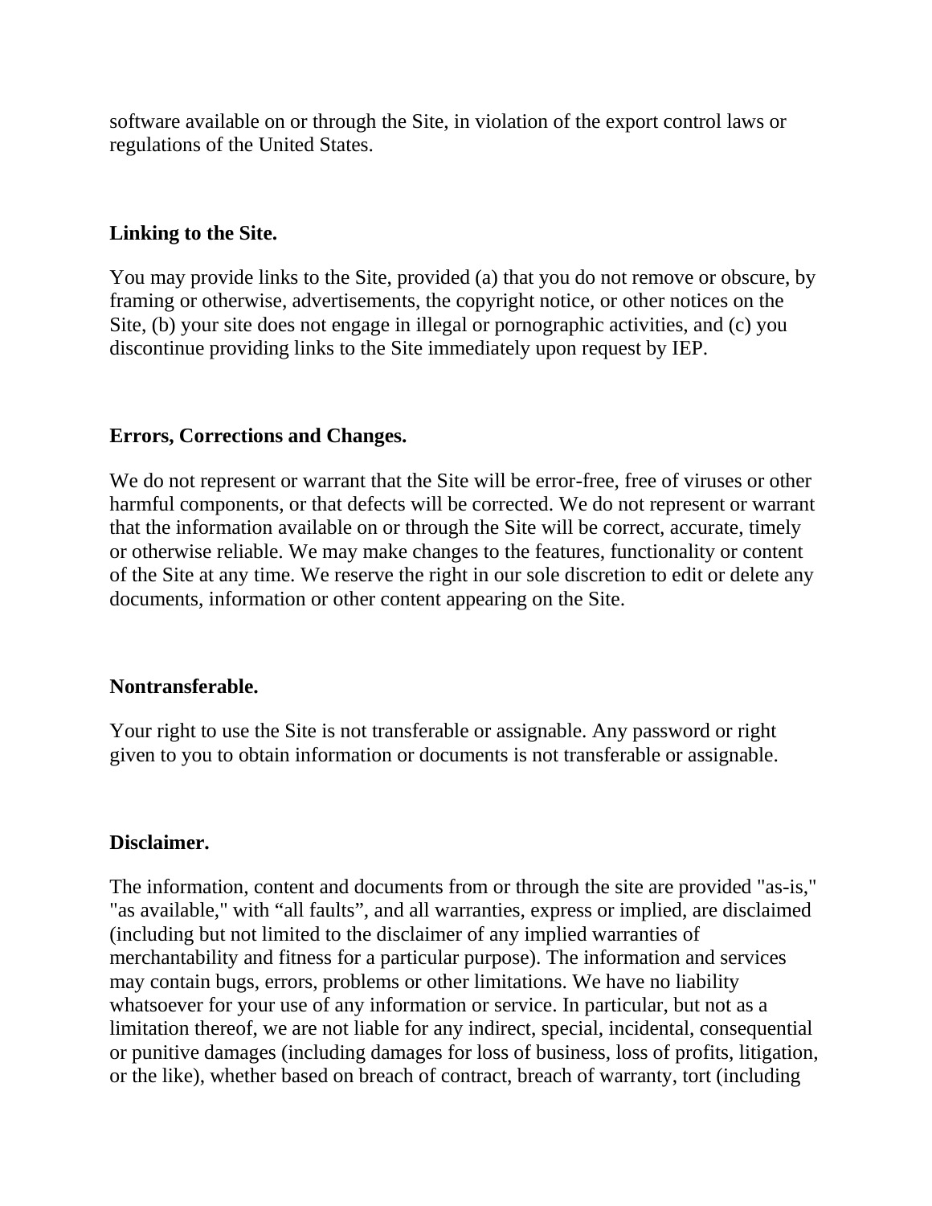software available on or through the Site, in violation of the export control laws or regulations of the United States.

**Linking to the Site.**

You may provide links to the Site, provided (a) that you do not remove or obscure, by framing or otherwise, advertisements, the copyright notice, or other notices on the Site, (b) your site does not engage in illegal or pornographic activities, and (c) you discontinue providing links to the Site immediately upon request by IEP.

**Errors, Corrections and Changes.**

We do not represent or warrant that the Site will be error-free, free of viruses or other harmful components, or that defects will be corrected. We do not represent or warrant that the information available on or through the Site will be correct, accurate, timely or otherwise reliable. We may make changes to the features, functionality or content of the Site at any time. We reserve the right in our sole discretion to edit or delete any documents, information or other content appearing on the Site.

**Nontransferable.**

Your right to use the Site is not transferable or assignable. Any password or right given to you to obtain information or documents is not transferable or assignable.

**Disclaimer.**

The information, content and documents from or through the site are provided "as-is," "as available," with "all faults", and all warranties, express or implied, are disclaimed (including but not limited to the disclaimer of any implied warranties of merchantability and fitness for a particular purpose). The information and services may contain bugs, errors, problems or other limitations. We have no liability whatsoever for your use of any information or service. In particular, but not as a limitation thereof, we are not liable for any indirect, special, incidental, consequential or punitive damages (including damages for loss of business, loss of profits, litigation, or the like), whether based on breach of contract, breach of warranty, tort (including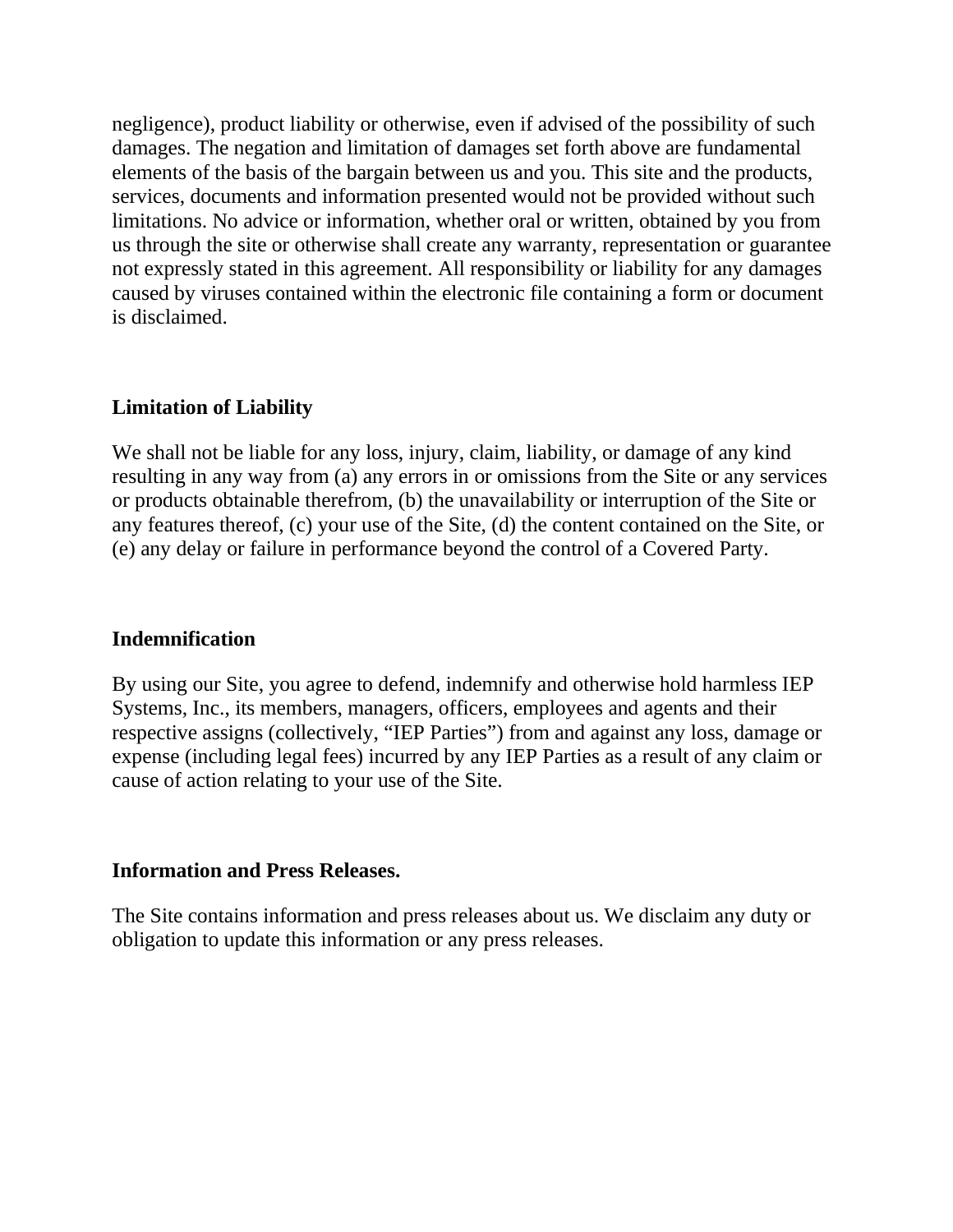negligence), product liability or otherwise, even if advised of the possibility of such damages. The negation and limitation of damages set forth above are fundamental elements of the basis of the bargain between us and you. This site and the products, services, documents and information presented would not be provided without such limitations. No advice or information, whether oral or written, obtained by you from us through the site or otherwise shall create any warranty, representation or guarantee not expressly stated in this agreement. All responsibility or liability for any damages caused by viruses contained within the electronic file containing a form or document is disclaimed.

**Limitation of Liability**

We shall not be liable for any loss, injury, claim, liability, or damage of any kind resulting in any way from (a) any errors in or omissions from the Site or any services or products obtainable therefrom, (b) the unavailability or interruption of the Site or any features thereof, (c) your use of the Site, (d) the content contained on the Site, or (e) any delay or failure in performance beyond the control of a Covered Party.

**Indemnification**

By using our Site, you agree to defend, indemnify and otherwise hold harmless IEP Systems, Inc., its members, managers, officers, employees and agents and their respective assigns (collectively, "IEP Parties") from and against any loss, damage or expense (including legal fees) incurred by any IEP Parties as a result of any claim or cause of action relating to your use of the Site.

**Information and Press Releases.**

The Site contains information and press releases about us. We disclaim any duty or obligation to update this information or any press releases.